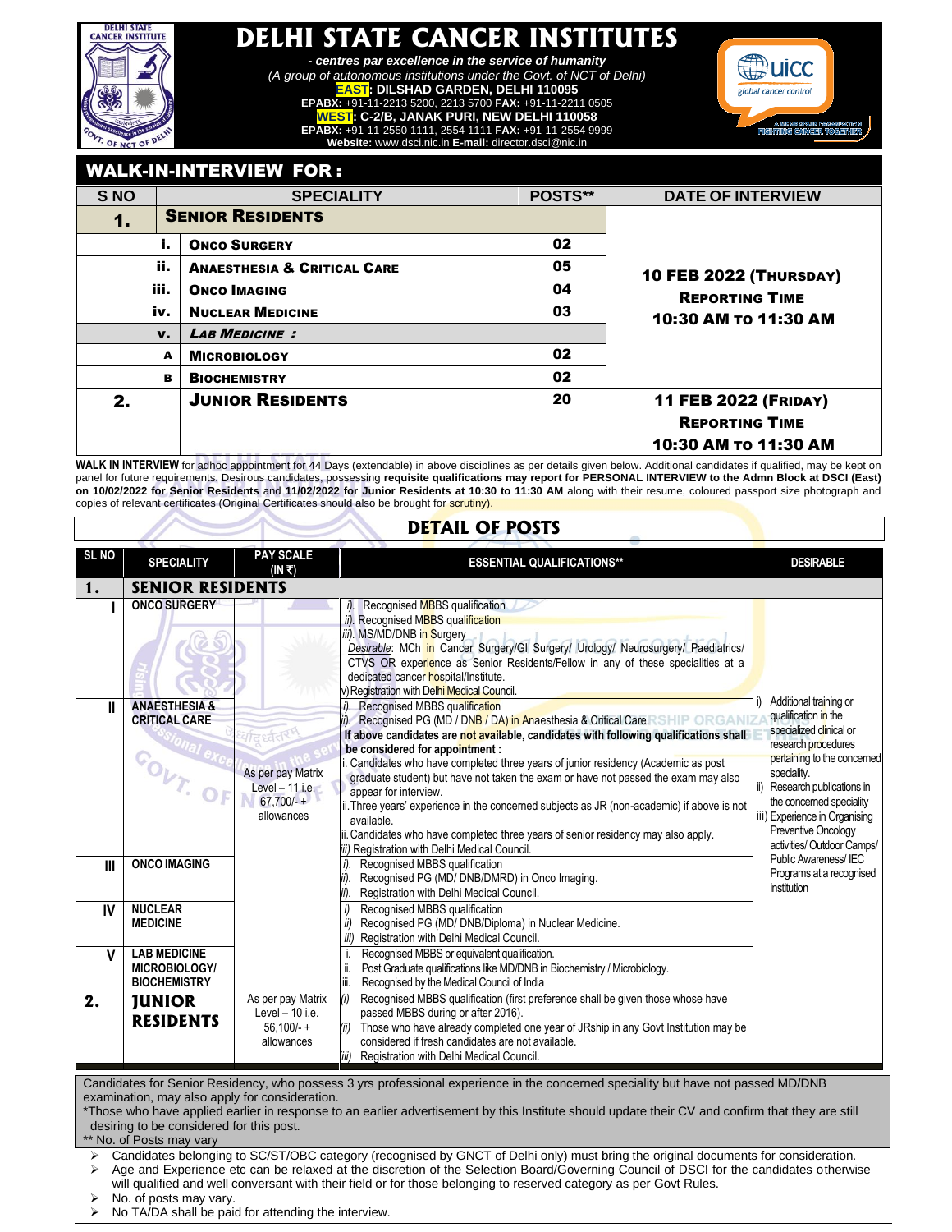# DELHI STATE CANCER INSTITUTES

*- centres par excellence in the service of humanity*

*(A group of autonomous institutions under the Govt. of NCT of Delhi)*

**EAST: DILSHAD GARDEN, DELHI 110095**

**EPABX:** +91-11-2213 5200, 2213 5700 **FAX:** +91-11-2211 0505

**WEST: C-2/B, JANAK PURI, NEW DELHI 110058**

**EPABX:** +91-11-2550 1111, 2554 1111 **FAX:** +91-11-2554 9999

**Website:** www.dsci.nic.in **E-mail:** director.dsci@nic.in

## WALK-IN-INTERVIEW FOR :

| S NO | | SPECIALITY | POSTS** | DATE OF INTERVIEW |
|---|---|---|---|---|
| **1.** | | **SENIOR RESIDENTS** | | **10 FEB 2022 (THURSDAY) REPORTING TIME 10:30 AM TO 11:30 AM** |
| | **i.** | **ONCO SURGERY** | 02 | |
| | **ii.** | **ANAESTHESIA & CRITICAL CARE** | 05 | |
| | **iii.** | **ONCO IMAGING** | 04 | |
| | **iv.** | **NUCLEAR MEDICINE** | 03 | |
| | **v.** | ***LAB MEDICINE :*** | | |
| | **A** | **MICROBIOLOGY** | 02 | |
| | **B** | **BIOCHEMISTRY** | 02 | |
| **2.** | | **JUNIOR RESIDENTS** | 20 | **11 FEB 2022 (FRIDAY) REPORTING TIME 10:30 AM TO 11:30 AM** |

**WALK IN INTERVIEW** for adhoc appointment for 44 Days (extendable) in above disciplines as per details given below. Additional candidates if qualified, may be kept on panel for future requirements. Desirous candidates, possessing **requisite qualifications may report for PERSONAL INTERVIEW to the Admn Block at DSCI (East) on 10/02/2022 for Senior Residents** and **11/02/2022 for Junior Residents at 10:30 to 11:30 AM** along with their resume, coloured passport size photograph and copies of relevant certificates (Original Certificates should also be brought for scrutiny).

## DETAIL OF POSTS

| SL NO | SPECIALITY | PAY SCALE (IN ₹) | ESSENTIAL QUALIFICATIONS** | DESIRABLE |
|---|---|---|---|---|
| **1.** | **SENIOR RESIDENTS** | | | |
| **I** | **ONCO SURGERY** | As per pay Matrix Level – 11 i.e. 67,700/- + allowances | *i).* Recognised MBBS qualification<br>*ii).* Recognised MBBS qualification<br>*iii).* MS/MD/DNB in Surgery<br>*Desirable*: MCh in Cancer Surgery/GI Surgery/ Urology/ Neurosurgery/ Paediatrics/ CTVS OR experience as Senior Residents/Fellow in any of these specialities at a dedicated cancer hospital/Institute.<br>v) Registration with Delhi Medical Council. | i) Additional training or qualification in the specialized clinical or research procedures pertaining to the concerned speciality.<br>ii) Research publications in the concerned speciality<br>iii) Experience in Organising Preventive Oncology activities/ Outdoor Camps/ Public Awareness/ IEC Programs at a recognised institution |
| **II** | **ANAESTHESIA & CRITICAL CARE** | | *i).* Recognised MBBS qualification<br>*ii).* Recognised PG (MD / DNB / DA) in Anaesthesia & Critical Care.<br>**If above candidates are not available, candidates with following qualifications shall be considered for appointment :**<br>i. Candidates who have completed three years of junior residency (Academic as post graduate student) but have not taken the exam or have not passed the exam may also appear for interview.<br>ii. Three years' experience in the concerned subjects as JR (non-academic) if above is not available.<br>iii. Candidates who have completed three years of senior residency may also apply.<br>*iii)* Registration with Delhi Medical Council. | |
| **III** | **ONCO IMAGING** | | *i).* Recognised MBBS qualification<br>*ii).* Recognised PG (MD/ DNB/DMRD) in Onco Imaging.<br>*ii).* Registration with Delhi Medical Council. | |
| **IV** | **NUCLEAR MEDICINE** | | *i)* Recognised MBBS qualification<br>*ii)* Recognised PG (MD/ DNB/Diploma) in Nuclear Medicine.<br>*iii)* Registration with Delhi Medical Council. | |
| **V** | **LAB MEDICINE MICROBIOLOGY/ BIOCHEMISTRY** | | i. Recognised MBBS or equivalent qualification.<br>ii. Post Graduate qualifications like MD/DNB in Biochemistry / Microbiology.<br>iii. Recognised by the Medical Council of India | |
| **2.** | **JUNIOR RESIDENTS** | As per pay Matrix Level – 10 i.e. 56,100/- + allowances | *(i)* Recognised MBBS qualification (first preference shall be given those whose have passed MBBS during or after 2016).<br>*(ii)* Those who have already completed one year of JRship in any Govt Institution may be considered if fresh candidates are not available.<br>*(iii)* Registration with Delhi Medical Council. | |

Candidates for Senior Residency, who possess 3 yrs professional experience in the concerned speciality but have not passed MD/DNB examination, may also apply for consideration.

*Those who have applied earlier in response to an earlier advertisement by this Institute should update their CV and confirm that they are still desiring to be considered for this post.

** No. of Posts may vary

- Candidates belonging to SC/ST/OBC category (recognised by GNCT of Delhi only) must bring the original documents for consideration.
- Age and Experience etc can be relaxed at the discretion of the Selection Board/Governing Council of DSCI for the candidates otherwise will qualified and well conversant with their field or for those belonging to reserved category as per Govt Rules.
- No. of posts may vary.
- No TA/DA shall be paid for attending the interview.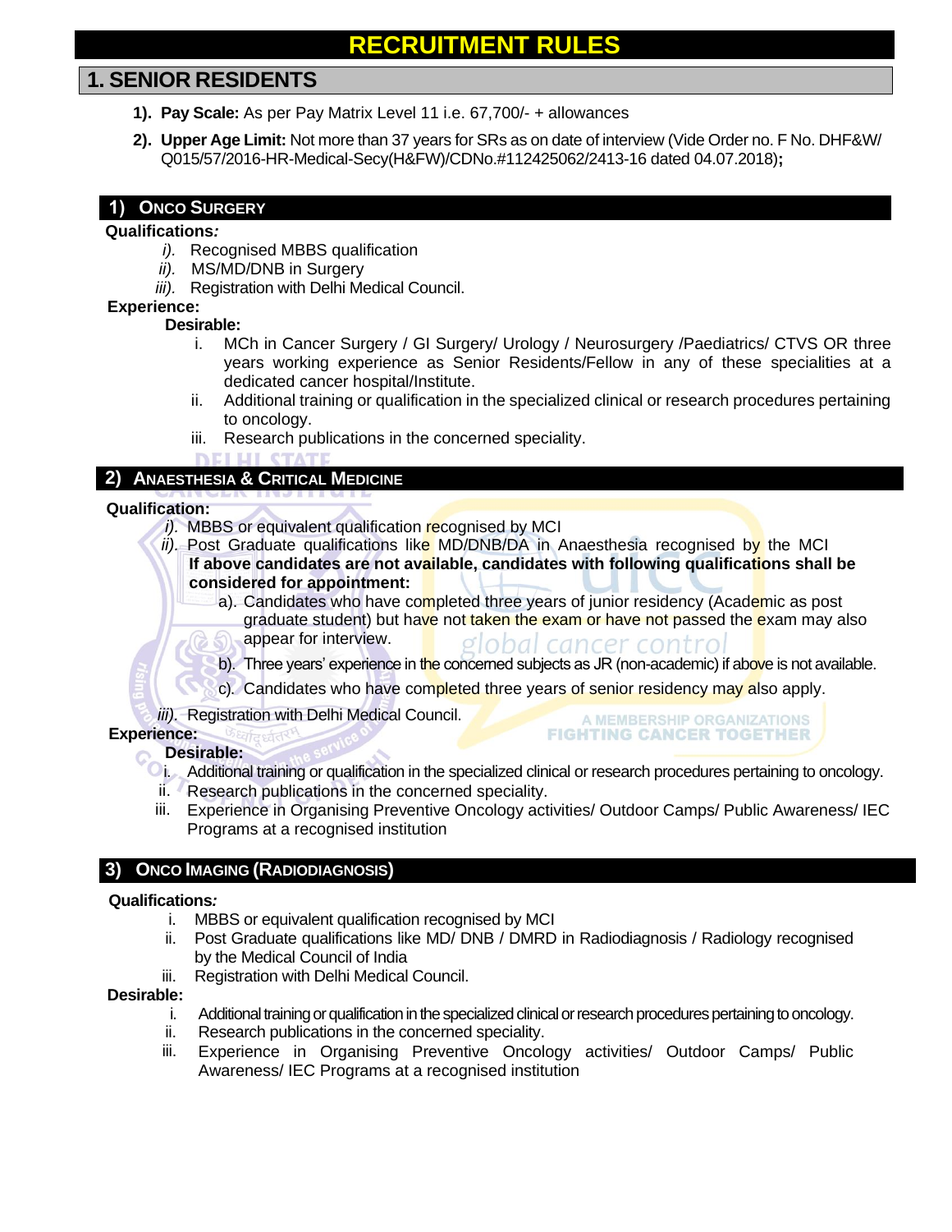# RECRUITMENT RULES

## 1. SENIOR RESIDENTS

1). **Pay Scale:** As per Pay Matrix Level 11 i.e. 67,700/- + allowances

2). **Upper Age Limit:** Not more than 37 years for SRs as on date of interview (Vide Order no. F No. DHF&W/ Q015/57/2016-HR-Medical-Secy(H&FW)/CDNo.#112425062/2413-16 dated 04.07.2018)**;**

### 1) ONCO SURGERY

**Qualifications*:***

*i).* Recognised MBBS qualification
*ii).* MS/MD/DNB in Surgery
*iii).* Registration with Delhi Medical Council.

**Experience:**

**Desirable:**

i. MCh in Cancer Surgery / GI Surgery/ Urology / Neurosurgery /Paediatrics/ CTVS OR three years working experience as Senior Residents/Fellow in any of these specialities at a dedicated cancer hospital/Institute.
ii. Additional training or qualification in the specialized clinical or research procedures pertaining to oncology.
iii. Research publications in the concerned speciality.

### 2) ANAESTHESIA & CRITICAL MEDICINE

**Qualification:**

*i).* MBBS or equivalent qualification recognised by MCI
*ii).* Post Graduate qualifications like MD/DNB/DA in Anaesthesia recognised by the MCI
**If above candidates are not available, candidates with following qualifications shall be considered for appointment:**
a). Candidates who have completed three years of junior residency (Academic as post graduate student) but have not taken the exam or have not passed the exam may also appear for interview.
b). Three years' experience in the concerned subjects as JR (non-academic) if above is not available.
c). Candidates who have completed three years of senior residency may also apply.
*iii).* Registration with Delhi Medical Council.

**Experience:**

**Desirable:**

i. Additional training or qualification in the specialized clinical or research procedures pertaining to oncology.
ii. Research publications in the concerned speciality.
iii. Experience in Organising Preventive Oncology activities/ Outdoor Camps/ Public Awareness/ IEC Programs at a recognised institution

### 3) ONCO IMAGING (RADIODIAGNOSIS)

**Qualifications*:***

i. MBBS or equivalent qualification recognised by MCI
ii. Post Graduate qualifications like MD/ DNB / DMRD in Radiodiagnosis / Radiology recognised by the Medical Council of India
iii. Registration with Delhi Medical Council.

**Desirable:**

i. Additional training or qualification in the specialized clinical or research procedures pertaining to oncology.
ii. Research publications in the concerned speciality.
iii. Experience in Organising Preventive Oncology activities/ Outdoor Camps/ Public Awareness/ IEC Programs at a recognised institution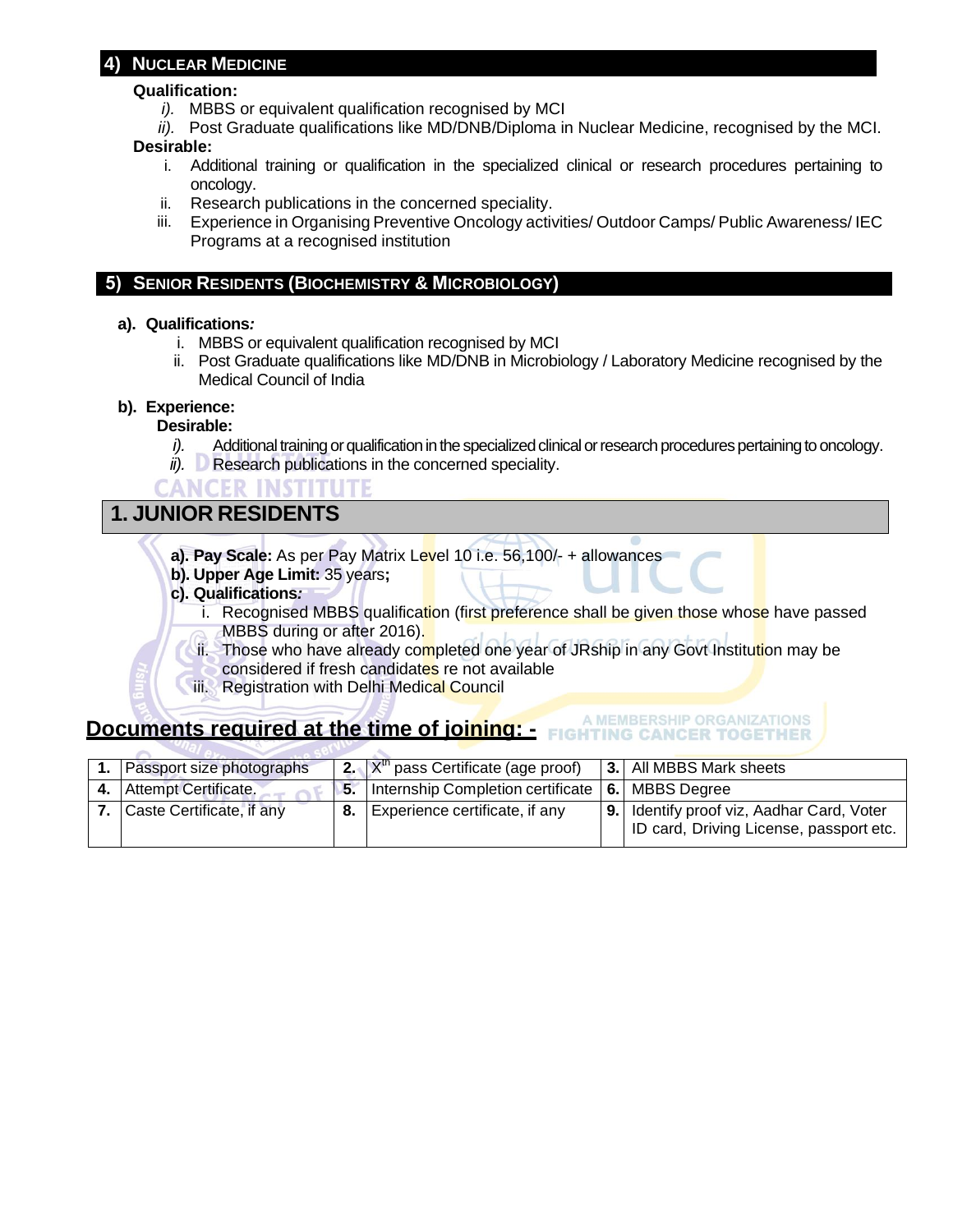## 4) NUCLEAR MEDICINE

**Qualification:**

*i).* MBBS or equivalent qualification recognised by MCI

*ii).* Post Graduate qualifications like MD/DNB/Diploma in Nuclear Medicine, recognised by the MCI.

**Desirable:**

i. Additional training or qualification in the specialized clinical or research procedures pertaining to oncology.

ii. Research publications in the concerned speciality.

iii. Experience in Organising Preventive Oncology activities/ Outdoor Camps/ Public Awareness/ IEC Programs at a recognised institution

## 5) SENIOR RESIDENTS (BIOCHEMISTRY & MICROBIOLOGY)

**a). Qualifications*:***

i. MBBS or equivalent qualification recognised by MCI

ii. Post Graduate qualifications like MD/DNB in Microbiology / Laboratory Medicine recognised by the Medical Council of India

**b). Experience:**

**Desirable:**

*i).* Additional training or qualification in the specialized clinical or research procedures pertaining to oncology.

*ii).* Research publications in the concerned speciality.

## 1. JUNIOR RESIDENTS

**a). Pay Scale:** As per Pay Matrix Level 10 i.e. 56,100/- + allowances

**b). Upper Age Limit:** 35 years**;**

**c). Qualifications*:***

i. Recognised MBBS qualification (first preference shall be given those whose have passed MBBS during or after 2016).

ii. Those who have already completed one year of JRship in any Govt Institution may be considered if fresh candidates re not available

iii. Registration with Delhi Medical Council

## Documents required at the time of joining: -

| | | | | | |
|---|---|---|---|---|---|
| **1.** | Passport size photographs | **2.** | X[th] pass Certificate (age proof) | **3.** | All MBBS Mark sheets |
| **4.** | Attempt Certificate. | **5.** | Internship Completion certificate | **6.** | MBBS Degree |
| **7.** | Caste Certificate, if any | **8.** | Experience certificate, if any | **9.** | Identify proof viz, Aadhar Card, Voter ID card, Driving License, passport etc. |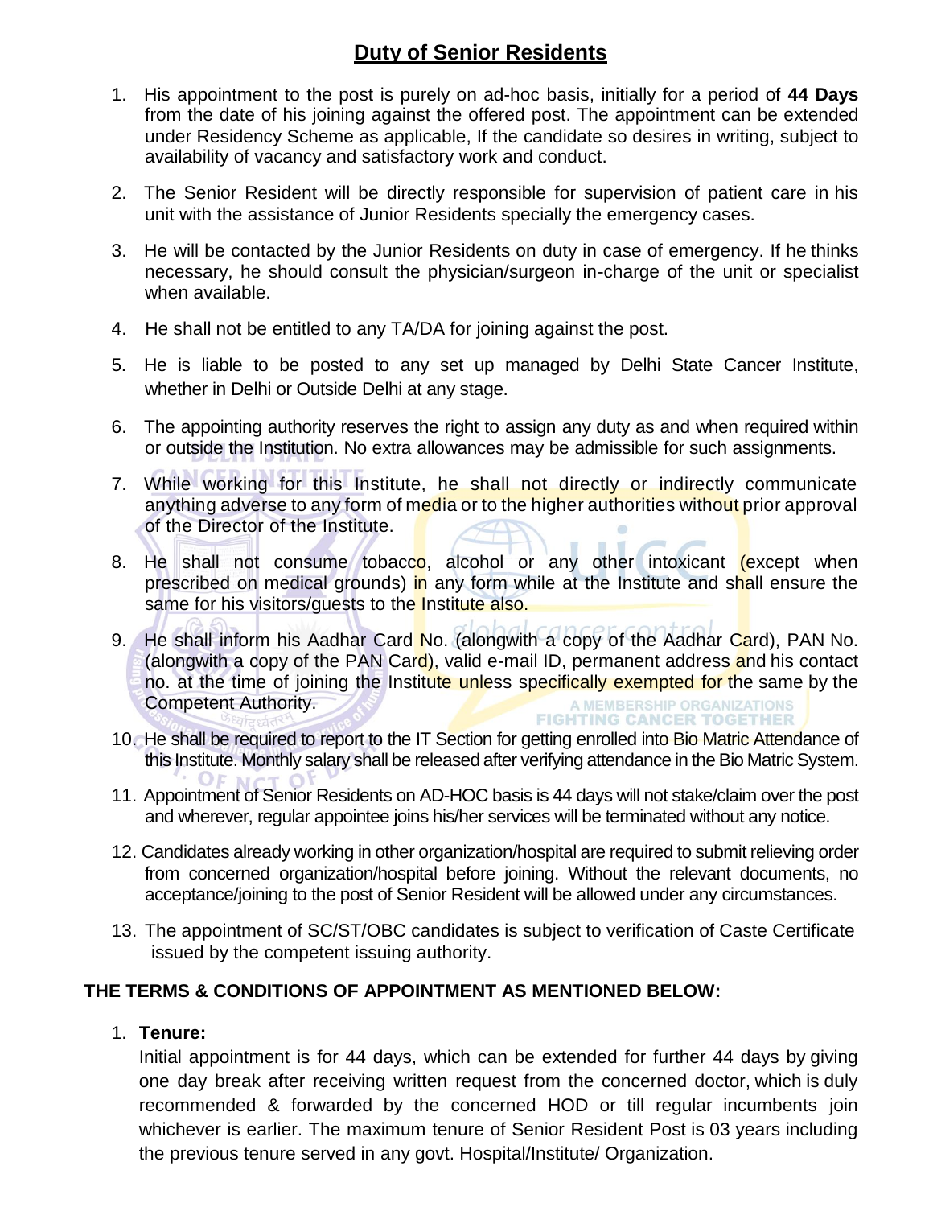## Duty of Senior Residents

1. His appointment to the post is purely on ad-hoc basis, initially for a period of **44 Days** from the date of his joining against the offered post. The appointment can be extended under Residency Scheme as applicable, If the candidate so desires in writing, subject to availability of vacancy and satisfactory work and conduct.
2. The Senior Resident will be directly responsible for supervision of patient care in his unit with the assistance of Junior Residents specially the emergency cases.
3. He will be contacted by the Junior Residents on duty in case of emergency. If he thinks necessary, he should consult the physician/surgeon in-charge of the unit or specialist when available.
4. He shall not be entitled to any TA/DA for joining against the post.
5. He is liable to be posted to any set up managed by Delhi State Cancer Institute, whether in Delhi or Outside Delhi at any stage.
6. The appointing authority reserves the right to assign any duty as and when required within or outside the Institution. No extra allowances may be admissible for such assignments.
7. While working for this Institute, he shall not directly or indirectly communicate anything adverse to any form of media or to the higher authorities without prior approval of the Director of the Institute.
8. He shall not consume tobacco, alcohol or any other intoxicant (except when prescribed on medical grounds) in any form while at the Institute and shall ensure the same for his visitors/guests to the Institute also.
9. He shall inform his Aadhar Card No. (alongwith a copy of the Aadhar Card), PAN No. (alongwith a copy of the PAN Card), valid e-mail ID, permanent address and his contact no. at the time of joining the Institute unless specifically exempted for the same by the Competent Authority.
10. He shall be required to report to the IT Section for getting enrolled into Bio Matric Attendance of this Institute. Monthly salary shall be released after verifying attendance in the Bio Matric System.
11. Appointment of Senior Residents on AD-HOC basis is 44 days will not stake/claim over the post and wherever, regular appointee joins his/her services will be terminated without any notice.
12. Candidates already working in other organization/hospital are required to submit relieving order from concerned organization/hospital before joining. Without the relevant documents, no acceptance/joining to the post of Senior Resident will be allowed under any circumstances.
13. The appointment of SC/ST/OBC candidates is subject to verification of Caste Certificate issued by the competent issuing authority.

**THE TERMS & CONDITIONS OF APPOINTMENT AS MENTIONED BELOW:**

1. **Tenure:**
   Initial appointment is for 44 days, which can be extended for further 44 days by giving one day break after receiving written request from the concerned doctor, which is duly recommended & forwarded by the concerned HOD or till regular incumbents join whichever is earlier. The maximum tenure of Senior Resident Post is 03 years including the previous tenure served in any govt. Hospital/Institute/ Organization.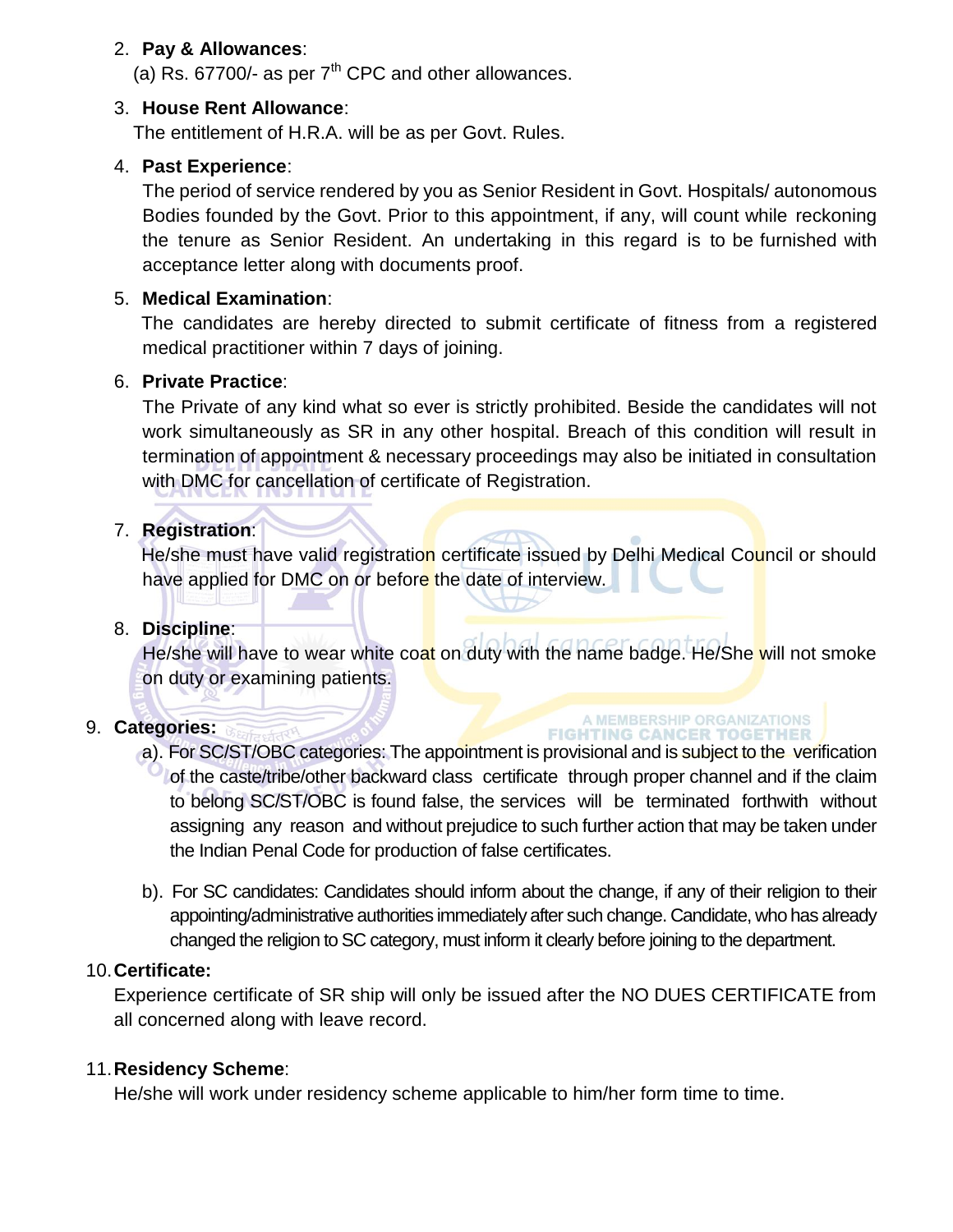2. **Pay & Allowances**:
   (a) Rs. 67700/- as per 7th CPC and other allowances.

3. **House Rent Allowance**:
   The entitlement of H.R.A. will be as per Govt. Rules.

4. **Past Experience**:
   The period of service rendered by you as Senior Resident in Govt. Hospitals/ autonomous Bodies founded by the Govt. Prior to this appointment, if any, will count while reckoning the tenure as Senior Resident. An undertaking in this regard is to be furnished with acceptance letter along with documents proof.

5. **Medical Examination**:
   The candidates are hereby directed to submit certificate of fitness from a registered medical practitioner within 7 days of joining.

6. **Private Practice**:
   The Private of any kind what so ever is strictly prohibited. Beside the candidates will not work simultaneously as SR in any other hospital. Breach of this condition will result in termination of appointment & necessary proceedings may also be initiated in consultation with DMC for cancellation of certificate of Registration.

7. **Registration**:
   He/she must have valid registration certificate issued by Delhi Medical Council or should have applied for DMC on or before the date of interview.

8. **Discipline**:
   He/she will have to wear white coat on duty with the name badge. He/She will not smoke on duty or examining patients.

9. **Categories:**
   a). For SC/ST/OBC categories: The appointment is provisional and is subject to the verification of the caste/tribe/other backward class certificate through proper channel and if the claim to belong SC/ST/OBC is found false, the services will be terminated forthwith without assigning any reason and without prejudice to such further action that may be taken under the Indian Penal Code for production of false certificates.

   b). For SC candidates: Candidates should inform about the change, if any of their religion to their appointing/administrative authorities immediately after such change. Candidate, who has already changed the religion to SC category, must inform it clearly before joining to the department.

10. **Certificate:**
    Experience certificate of SR ship will only be issued after the NO DUES CERTIFICATE from all concerned along with leave record.

11. **Residency Scheme**:
    He/she will work under residency scheme applicable to him/her form time to time.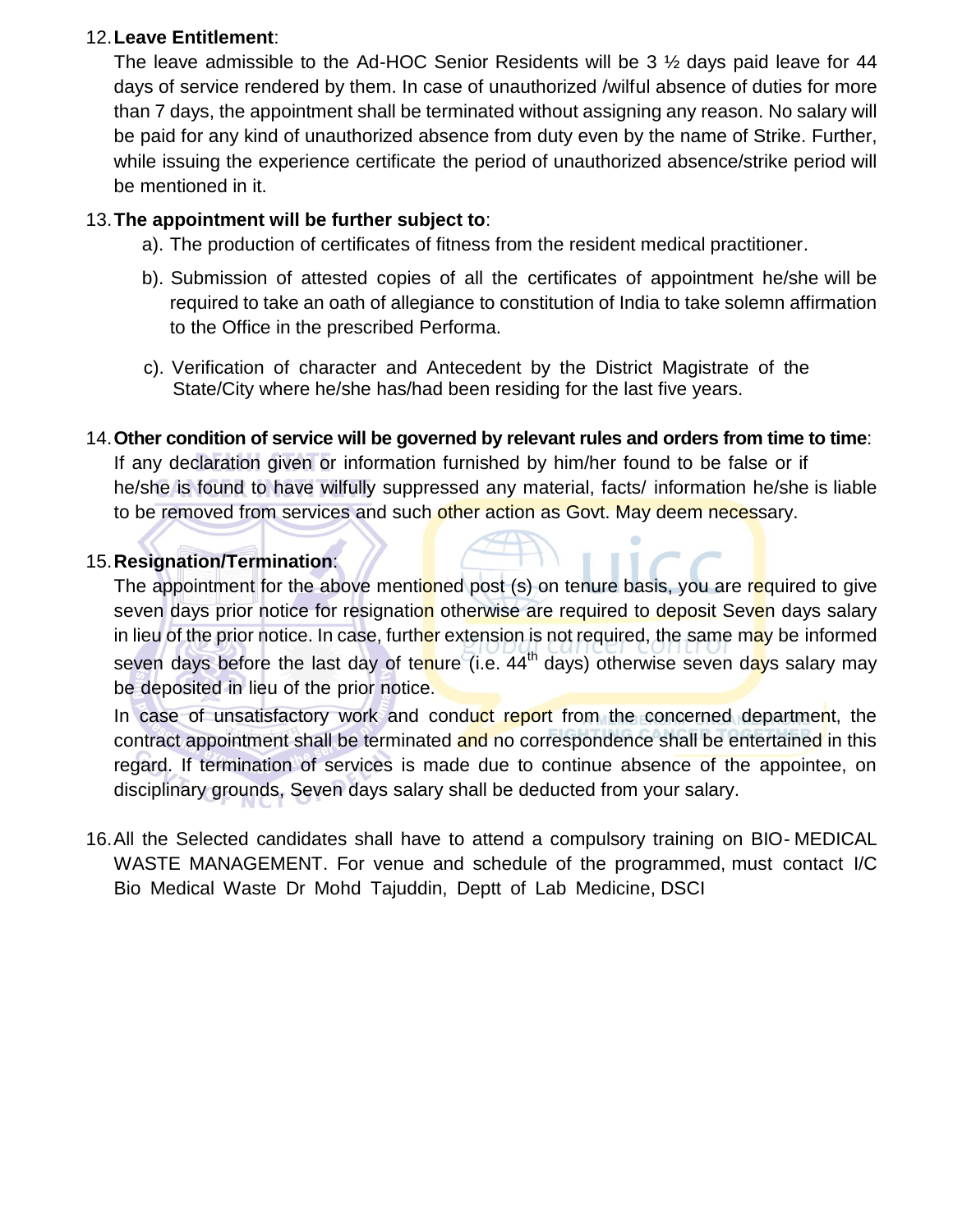12. **Leave Entitlement**:
    The leave admissible to the Ad-HOC Senior Residents will be 3 ½ days paid leave for 44 days of service rendered by them. In case of unauthorized /wilful absence of duties for more than 7 days, the appointment shall be terminated without assigning any reason. No salary will be paid for any kind of unauthorized absence from duty even by the name of Strike. Further, while issuing the experience certificate the period of unauthorized absence/strike period will be mentioned in it.

13. **The appointment will be further subject to**:
    a). The production of certificates of fitness from the resident medical practitioner.
    b). Submission of attested copies of all the certificates of appointment he/she will be required to take an oath of allegiance to constitution of India to take solemn affirmation to the Office in the prescribed Performa.
    c). Verification of character and Antecedent by the District Magistrate of the State/City where he/she has/had been residing for the last five years.

14. **Other condition of service will be governed by relevant rules and orders from time to time**:
    If any declaration given or information furnished by him/her found to be false or if he/she is found to have wilfully suppressed any material, facts/ information he/she is liable to be removed from services and such other action as Govt. May deem necessary.

15. **Resignation/Termination**:
    The appointment for the above mentioned post (s) on tenure basis, you are required to give seven days prior notice for resignation otherwise are required to deposit Seven days salary in lieu of the prior notice. In case, further extension is not required, the same may be informed seven days before the last day of tenure (i.e. 44th days) otherwise seven days salary may be deposited in lieu of the prior notice.

    In case of unsatisfactory work and conduct report from the concerned department, the contract appointment shall be terminated and no correspondence shall be entertained in this regard. If termination of services is made due to continue absence of the appointee, on disciplinary grounds, Seven days salary shall be deducted from your salary.

16. All the Selected candidates shall have to attend a compulsory training on BIO- MEDICAL WASTE MANAGEMENT. For venue and schedule of the programmed, must contact I/C Bio Medical Waste Dr Mohd Tajuddin, Deptt of Lab Medicine, DSCI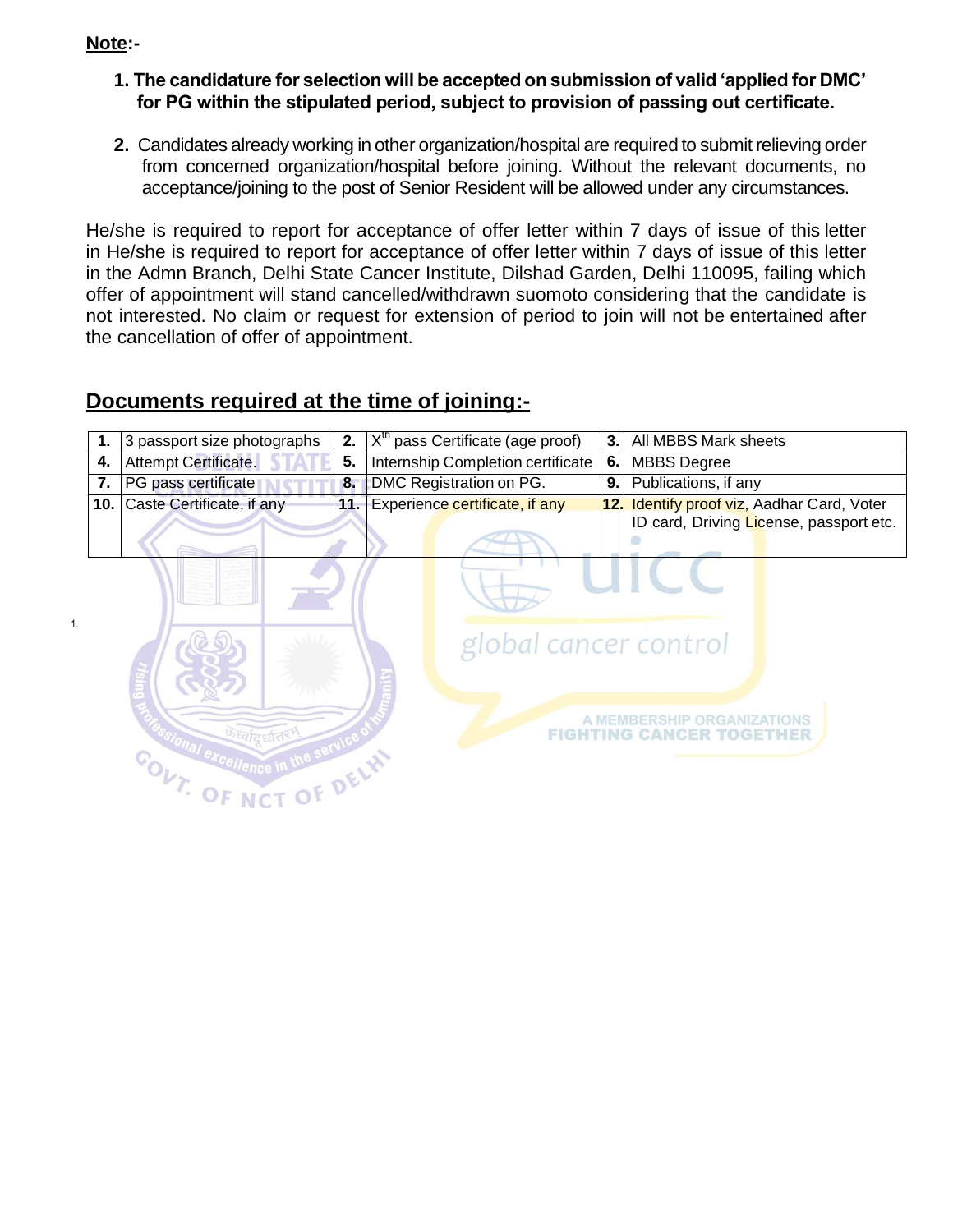**Note:-**

1. **The candidature for selection will be accepted on submission of valid 'applied for DMC' for PG within the stipulated period, subject to provision of passing out certificate.**

2. Candidates already working in other organization/hospital are required to submit relieving order from concerned organization/hospital before joining. Without the relevant documents, no acceptance/joining to the post of Senior Resident will be allowed under any circumstances.

He/she is required to report for acceptance of offer letter within 7 days of issue of this letter in He/she is required to report for acceptance of offer letter within 7 days of issue of this letter in the Admn Branch, Delhi State Cancer Institute, Dilshad Garden, Delhi 110095, failing which offer of appointment will stand cancelled/withdrawn suomoto considering that the candidate is not interested. No claim or request for extension of period to join will not be entertained after the cancellation of offer of appointment.

## Documents required at the time of joining:-

| | | | | | |
|---|---|---|---|---|---|
| **1.** | 3 passport size photographs | **2.** | X[th] pass Certificate (age proof) | **3.** | All MBBS Mark sheets |
| **4.** | Attempt Certificate. | **5.** | Internship Completion certificate | **6.** | MBBS Degree |
| **7.** | PG pass certificate | **8.** | DMC Registration on PG. | **9.** | Publications, if any |
| **10.** | Caste Certificate, if any | **11.** | Experience certificate, if any | **12.** | Identify proof viz, Aadhar Card, Voter ID card, Driving License, passport etc. |

1.